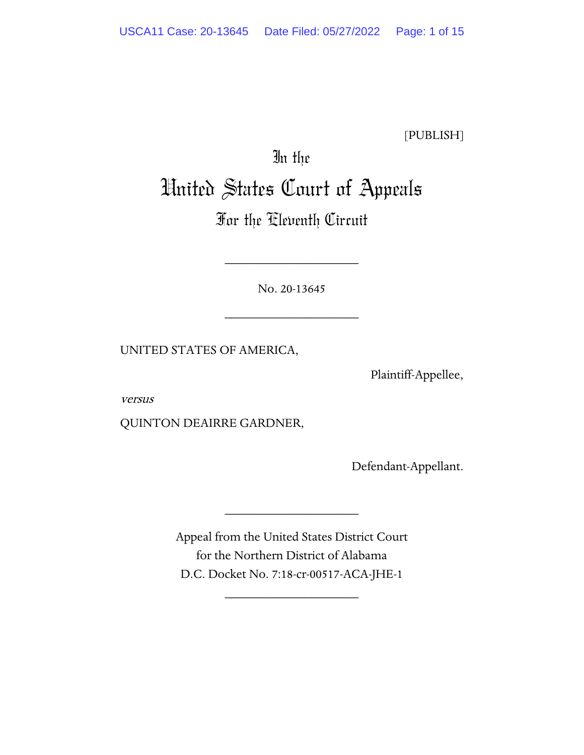[PUBLISH]

# In the United States Court of Appeals For the Eleventh Circuit

____________________

No. 20-13645

____________________

UNITED STATES OF AMERICA,

Plaintiff-Appellee,

*versus*

QUINTON DEAIRRE GARDNER,

Defendant-Appellant.

____________________

Appeal from the United States District Court
for the Northern District of Alabama
D.C. Docket No. 7:18-cr-00517-ACA-JHE-1

____________________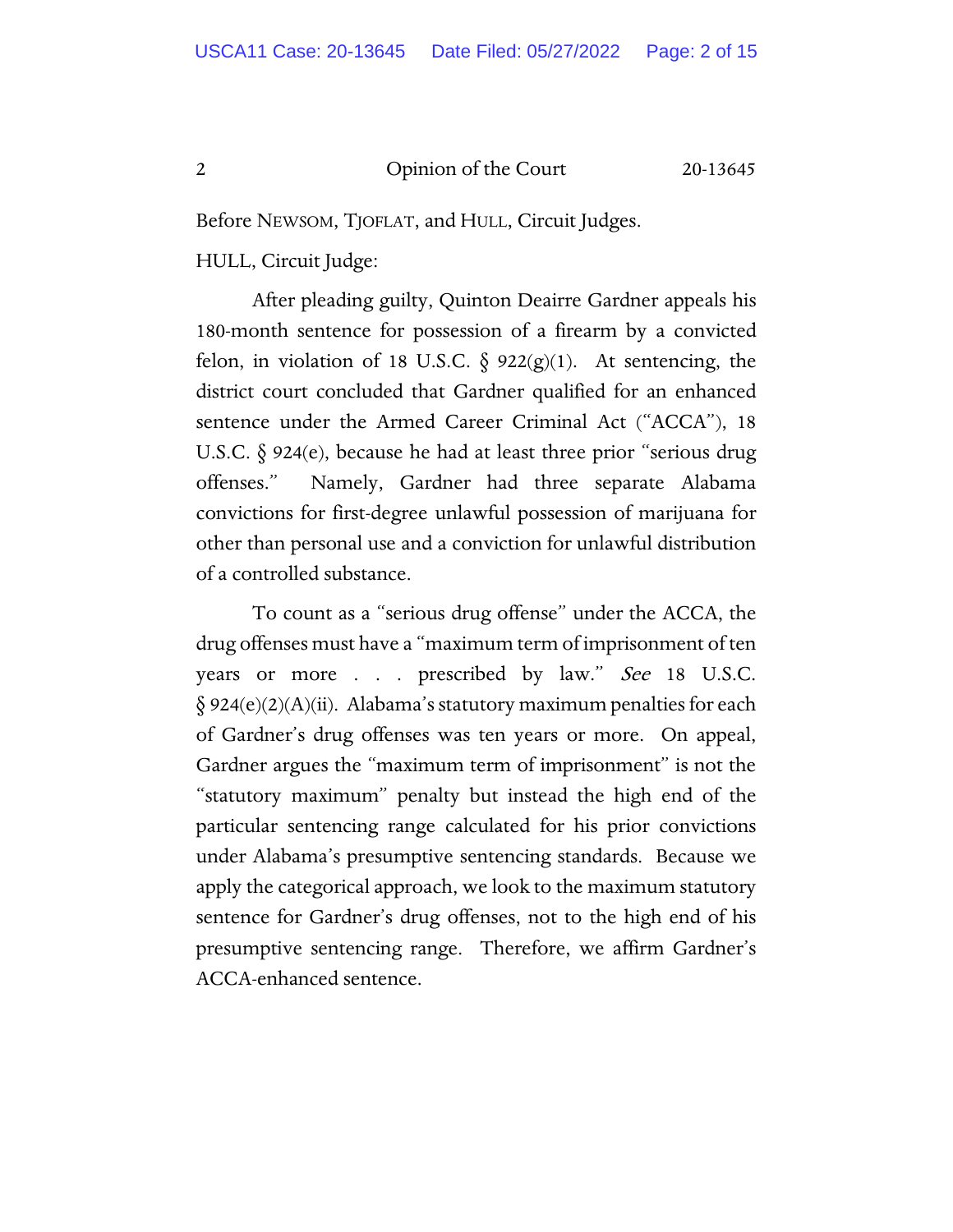Before NEWSOM, TJOFLAT, and HULL, Circuit Judges.

HULL, Circuit Judge:

After pleading guilty, Quinton Deairre Gardner appeals his 180-month sentence for possession of a firearm by a convicted felon, in violation of 18 U.S.C. § 922(g)(1). At sentencing, the district court concluded that Gardner qualified for an enhanced sentence under the Armed Career Criminal Act ("ACCA"), 18 U.S.C. § 924(e), because he had at least three prior "serious drug offenses." Namely, Gardner had three separate Alabama convictions for first-degree unlawful possession of marijuana for other than personal use and a conviction for unlawful distribution of a controlled substance.

To count as a "serious drug offense" under the ACCA, the drug offenses must have a "maximum term of imprisonment of ten years or more . . . prescribed by law." *See* 18 U.S.C. § 924(e)(2)(A)(ii). Alabama's statutory maximum penalties for each of Gardner's drug offenses was ten years or more. On appeal, Gardner argues the "maximum term of imprisonment" is not the "statutory maximum" penalty but instead the high end of the particular sentencing range calculated for his prior convictions under Alabama's presumptive sentencing standards. Because we apply the categorical approach, we look to the maximum statutory sentence for Gardner's drug offenses, not to the high end of his presumptive sentencing range. Therefore, we affirm Gardner's ACCA-enhanced sentence.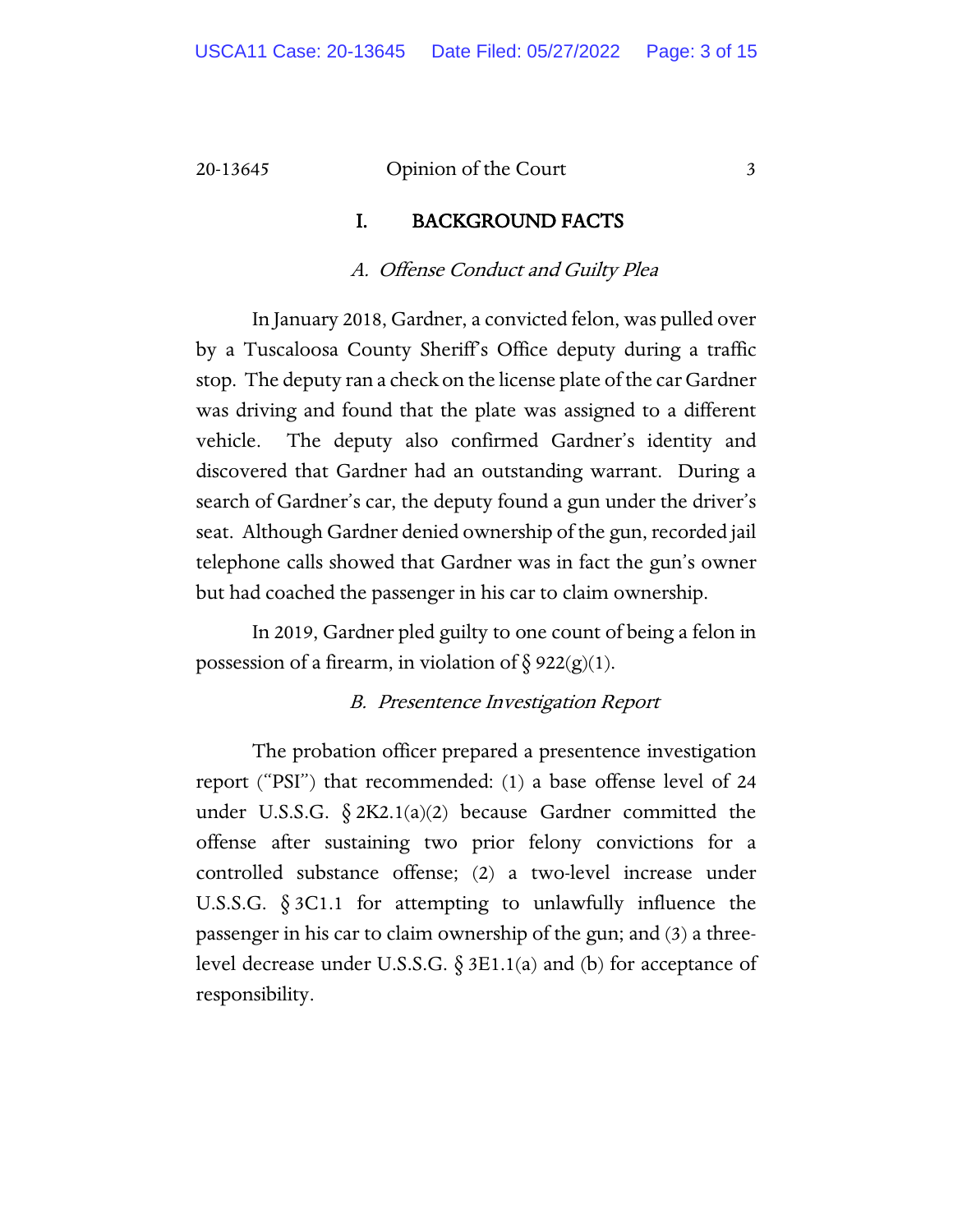## I. BACKGROUND FACTS

### *A. Offense Conduct and Guilty Plea*

In January 2018, Gardner, a convicted felon, was pulled over by a Tuscaloosa County Sheriff's Office deputy during a traffic stop. The deputy ran a check on the license plate of the car Gardner was driving and found that the plate was assigned to a different vehicle. The deputy also confirmed Gardner's identity and discovered that Gardner had an outstanding warrant. During a search of Gardner's car, the deputy found a gun under the driver's seat. Although Gardner denied ownership of the gun, recorded jail telephone calls showed that Gardner was in fact the gun's owner but had coached the passenger in his car to claim ownership.

In 2019, Gardner pled guilty to one count of being a felon in possession of a firearm, in violation of § 922(g)(1).

### *B. Presentence Investigation Report*

The probation officer prepared a presentence investigation report ("PSI") that recommended: (1) a base offense level of 24 under U.S.S.G. § 2K2.1(a)(2) because Gardner committed the offense after sustaining two prior felony convictions for a controlled substance offense; (2) a two-level increase under U.S.S.G. § 3C1.1 for attempting to unlawfully influence the passenger in his car to claim ownership of the gun; and (3) a three-level decrease under U.S.S.G. § 3E1.1(a) and (b) for acceptance of responsibility.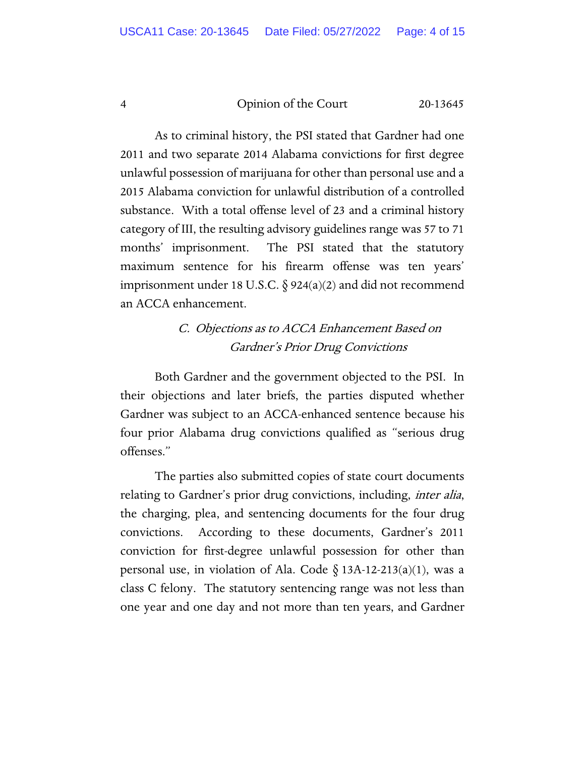As to criminal history, the PSI stated that Gardner had one 2011 and two separate 2014 Alabama convictions for first degree unlawful possession of marijuana for other than personal use and a 2015 Alabama conviction for unlawful distribution of a controlled substance. With a total offense level of 23 and a criminal history category of III, the resulting advisory guidelines range was 57 to 71 months' imprisonment. The PSI stated that the statutory maximum sentence for his firearm offense was ten years' imprisonment under 18 U.S.C. § 924(a)(2) and did not recommend an ACCA enhancement.

### *C. Objections as to ACCA Enhancement Based on Gardner's Prior Drug Convictions*

Both Gardner and the government objected to the PSI. In their objections and later briefs, the parties disputed whether Gardner was subject to an ACCA-enhanced sentence because his four prior Alabama drug convictions qualified as "serious drug offenses."

The parties also submitted copies of state court documents relating to Gardner's prior drug convictions, including, *inter alia*, the charging, plea, and sentencing documents for the four drug convictions. According to these documents, Gardner's 2011 conviction for first-degree unlawful possession for other than personal use, in violation of Ala. Code § 13A-12-213(a)(1), was a class C felony. The statutory sentencing range was not less than one year and one day and not more than ten years, and Gardner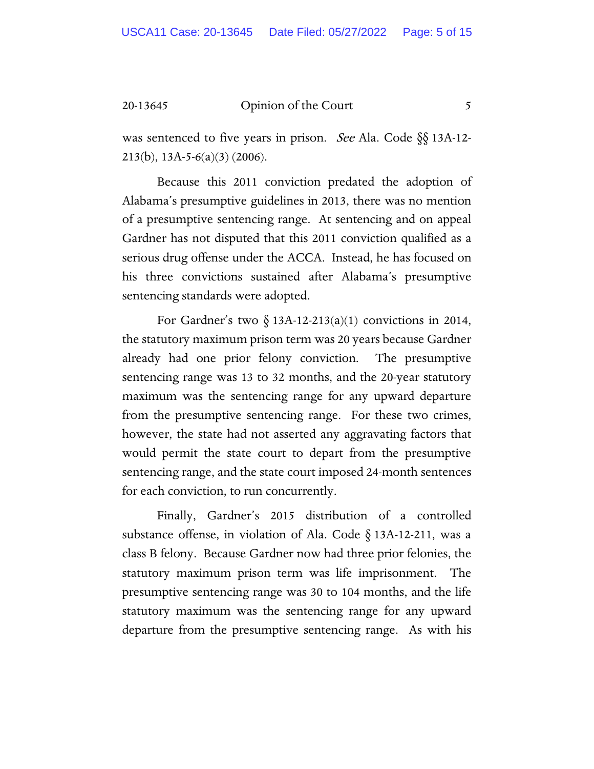was sentenced to five years in prison. *See* Ala. Code §§ 13A-12-213(b), 13A-5-6(a)(3) (2006).

Because this 2011 conviction predated the adoption of Alabama's presumptive guidelines in 2013, there was no mention of a presumptive sentencing range. At sentencing and on appeal Gardner has not disputed that this 2011 conviction qualified as a serious drug offense under the ACCA. Instead, he has focused on his three convictions sustained after Alabama's presumptive sentencing standards were adopted.

For Gardner's two § 13A-12-213(a)(1) convictions in 2014, the statutory maximum prison term was 20 years because Gardner already had one prior felony conviction. The presumptive sentencing range was 13 to 32 months, and the 20-year statutory maximum was the sentencing range for any upward departure from the presumptive sentencing range. For these two crimes, however, the state had not asserted any aggravating factors that would permit the state court to depart from the presumptive sentencing range, and the state court imposed 24-month sentences for each conviction, to run concurrently.

Finally, Gardner's 2015 distribution of a controlled substance offense, in violation of Ala. Code § 13A-12-211, was a class B felony. Because Gardner now had three prior felonies, the statutory maximum prison term was life imprisonment. The presumptive sentencing range was 30 to 104 months, and the life statutory maximum was the sentencing range for any upward departure from the presumptive sentencing range. As with his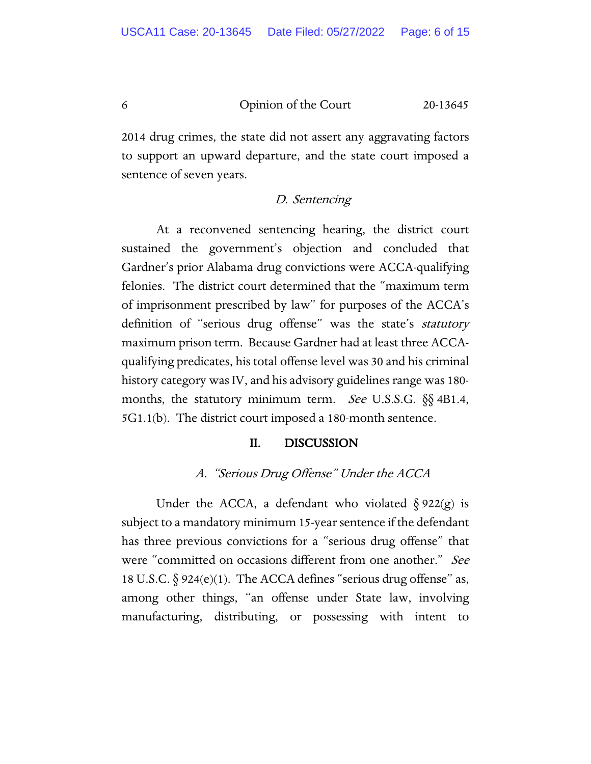2014 drug crimes, the state did not assert any aggravating factors to support an upward departure, and the state court imposed a sentence of seven years.

### *D. Sentencing*

At a reconvened sentencing hearing, the district court sustained the government's objection and concluded that Gardner's prior Alabama drug convictions were ACCA-qualifying felonies. The district court determined that the "maximum term of imprisonment prescribed by law" for purposes of the ACCA's definition of "serious drug offense" was the state's *statutory* maximum prison term. Because Gardner had at least three ACCA-qualifying predicates, his total offense level was 30 and his criminal history category was IV, and his advisory guidelines range was 180-months, the statutory minimum term. *See* U.S.S.G. §§ 4B1.4, 5G1.1(b). The district court imposed a 180-month sentence.

## II. DISCUSSION

### *A. "Serious Drug Offense" Under the ACCA*

Under the ACCA, a defendant who violated § 922(g) is subject to a mandatory minimum 15-year sentence if the defendant has three previous convictions for a "serious drug offense" that were "committed on occasions different from one another." *See* 18 U.S.C. § 924(e)(1). The ACCA defines "serious drug offense" as, among other things, "an offense under State law, involving manufacturing, distributing, or possessing with intent to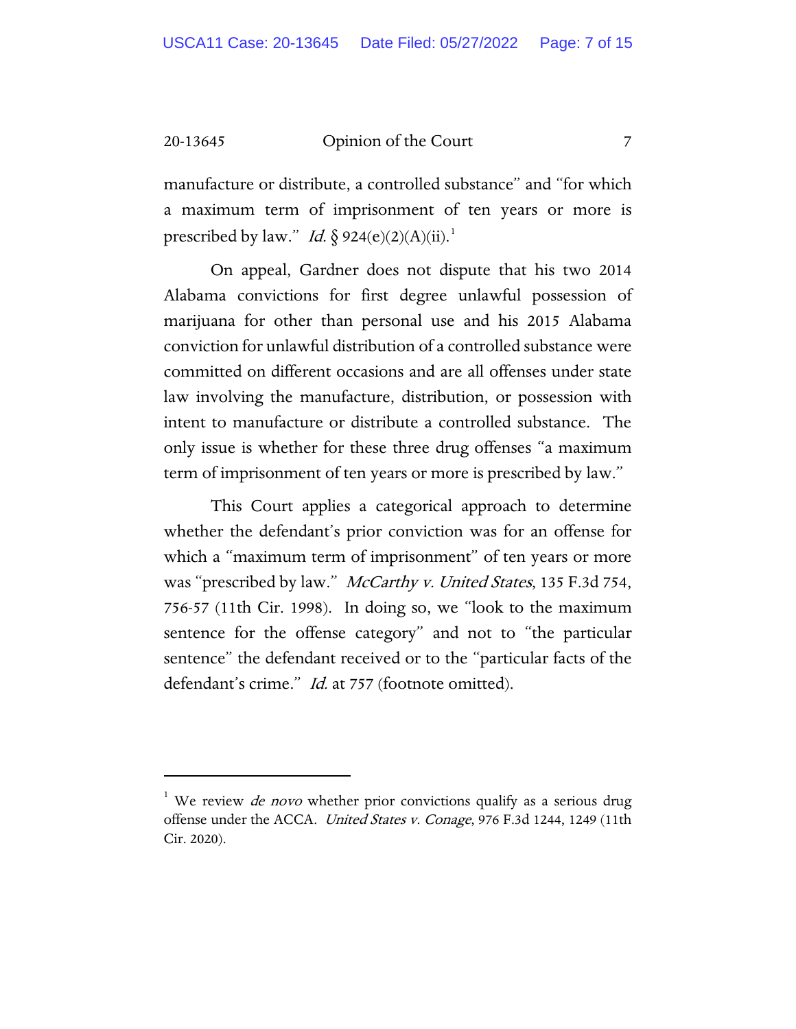manufacture or distribute, a controlled substance" and "for which a maximum term of imprisonment of ten years or more is prescribed by law." *Id.* § 924(e)(2)(A)(ii).[1]

On appeal, Gardner does not dispute that his two 2014 Alabama convictions for first degree unlawful possession of marijuana for other than personal use and his 2015 Alabama conviction for unlawful distribution of a controlled substance were committed on different occasions and are all offenses under state law involving the manufacture, distribution, or possession with intent to manufacture or distribute a controlled substance. The only issue is whether for these three drug offenses "a maximum term of imprisonment of ten years or more is prescribed by law."

This Court applies a categorical approach to determine whether the defendant's prior conviction was for an offense for which a "maximum term of imprisonment" of ten years or more was "prescribed by law." *McCarthy v. United States*, 135 F.3d 754, 756-57 (11th Cir. 1998). In doing so, we "look to the maximum sentence for the offense category" and not to "the particular sentence" the defendant received or to the "particular facts of the defendant's crime." *Id.* at 757 (footnote omitted).

---

[1] We review *de novo* whether prior convictions qualify as a serious drug offense under the ACCA. *United States v. Conage*, 976 F.3d 1244, 1249 (11th Cir. 2020).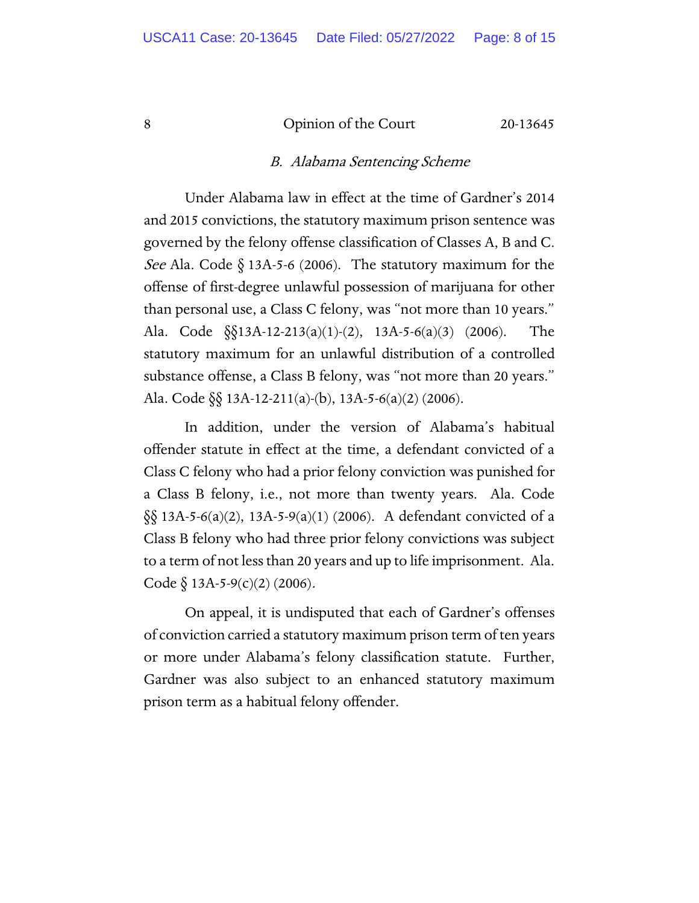### *B. Alabama Sentencing Scheme*

Under Alabama law in effect at the time of Gardner's 2014 and 2015 convictions, the statutory maximum prison sentence was governed by the felony offense classification of Classes A, B and C. *See* Ala. Code § 13A-5-6 (2006). The statutory maximum for the offense of first-degree unlawful possession of marijuana for other than personal use, a Class C felony, was "not more than 10 years." Ala. Code §§13A-12-213(a)(1)-(2), 13A-5-6(a)(3) (2006). The statutory maximum for an unlawful distribution of a controlled substance offense, a Class B felony, was "not more than 20 years." Ala. Code §§ 13A-12-211(a)-(b), 13A-5-6(a)(2) (2006).

In addition, under the version of Alabama's habitual offender statute in effect at the time, a defendant convicted of a Class C felony who had a prior felony conviction was punished for a Class B felony, i.e., not more than twenty years. Ala. Code §§ 13A-5-6(a)(2), 13A-5-9(a)(1) (2006). A defendant convicted of a Class B felony who had three prior felony convictions was subject to a term of not less than 20 years and up to life imprisonment. Ala. Code § 13A-5-9(c)(2) (2006).

On appeal, it is undisputed that each of Gardner's offenses of conviction carried a statutory maximum prison term of ten years or more under Alabama's felony classification statute. Further, Gardner was also subject to an enhanced statutory maximum prison term as a habitual felony offender.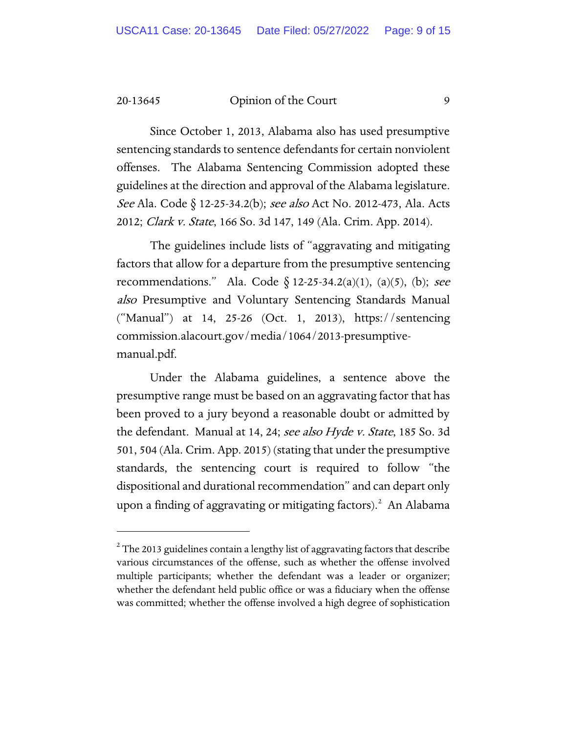Since October 1, 2013, Alabama also has used presumptive sentencing standards to sentence defendants for certain nonviolent offenses. The Alabama Sentencing Commission adopted these guidelines at the direction and approval of the Alabama legislature. *See* Ala. Code § 12-25-34.2(b); *see also* Act No. 2012-473, Ala. Acts 2012; *Clark v. State*, 166 So. 3d 147, 149 (Ala. Crim. App. 2014).

The guidelines include lists of "aggravating and mitigating factors that allow for a departure from the presumptive sentencing recommendations." Ala. Code § 12-25-34.2(a)(1), (a)(5), (b); *see also* Presumptive and Voluntary Sentencing Standards Manual ("Manual") at 14, 25-26 (Oct. 1, 2013), https://sentencingcommission.alacourt.gov/media/1064/2013-presumptive-manual.pdf.

Under the Alabama guidelines, a sentence above the presumptive range must be based on an aggravating factor that has been proved to a jury beyond a reasonable doubt or admitted by the defendant. Manual at 14, 24; *see also Hyde v. State*, 185 So. 3d 501, 504 (Ala. Crim. App. 2015) (stating that under the presumptive standards, the sentencing court is required to follow "the dispositional and durational recommendation" and can depart only upon a finding of aggravating or mitigating factors).[2] An Alabama

---

[2] The 2013 guidelines contain a lengthy list of aggravating factors that describe various circumstances of the offense, such as whether the offense involved multiple participants; whether the defendant was a leader or organizer; whether the defendant held public office or was a fiduciary when the offense was committed; whether the offense involved a high degree of sophistication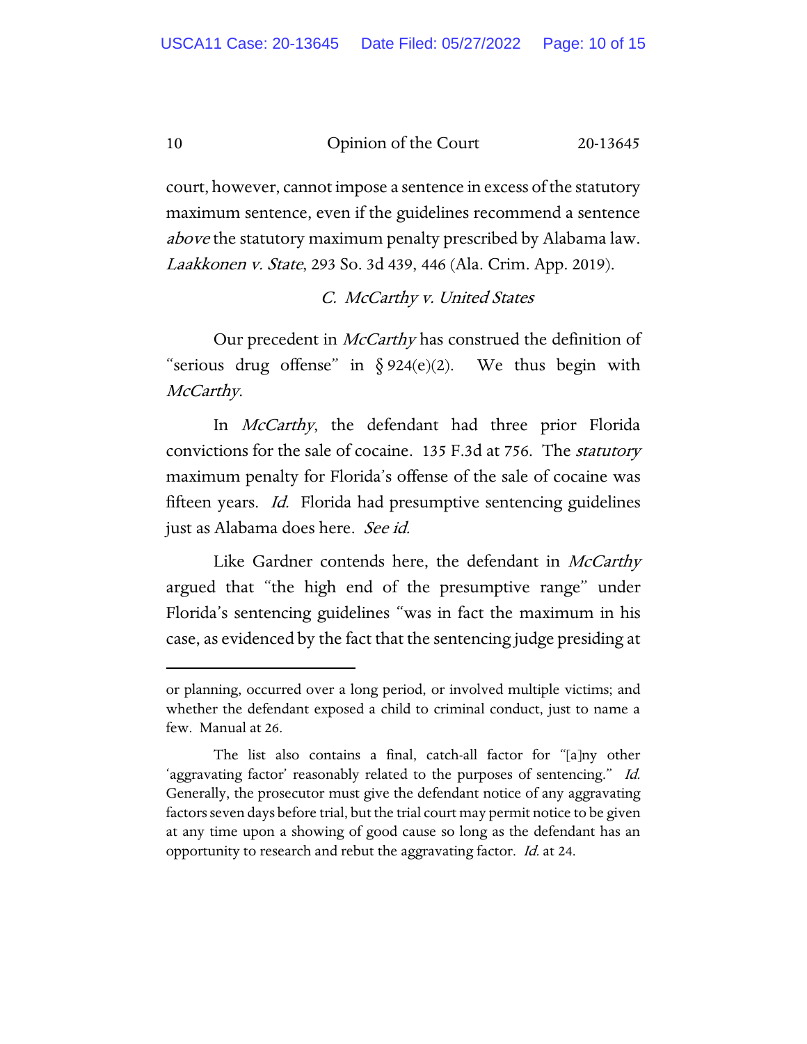court, however, cannot impose a sentence in excess of the statutory maximum sentence, even if the guidelines recommend a sentence *above* the statutory maximum penalty prescribed by Alabama law. *Laakkonen v. State*, 293 So. 3d 439, 446 (Ala. Crim. App. 2019).

### C. *McCarthy v. United States*

Our precedent in *McCarthy* has construed the definition of "serious drug offense" in § 924(e)(2). We thus begin with *McCarthy*.

In *McCarthy*, the defendant had three prior Florida convictions for the sale of cocaine. 135 F.3d at 756. The *statutory* maximum penalty for Florida's offense of the sale of cocaine was fifteen years. *Id.* Florida had presumptive sentencing guidelines just as Alabama does here. *See id.*

Like Gardner contends here, the defendant in *McCarthy* argued that "the high end of the presumptive range" under Florida's sentencing guidelines "was in fact the maximum in his case, as evidenced by the fact that the sentencing judge presiding at

---

or planning, occurred over a long period, or involved multiple victims; and whether the defendant exposed a child to criminal conduct, just to name a few. Manual at 26.

The list also contains a final, catch-all factor for "[a]ny other 'aggravating factor' reasonably related to the purposes of sentencing." *Id.* Generally, the prosecutor must give the defendant notice of any aggravating factors seven days before trial, but the trial court may permit notice to be given at any time upon a showing of good cause so long as the defendant has an opportunity to research and rebut the aggravating factor. *Id.* at 24.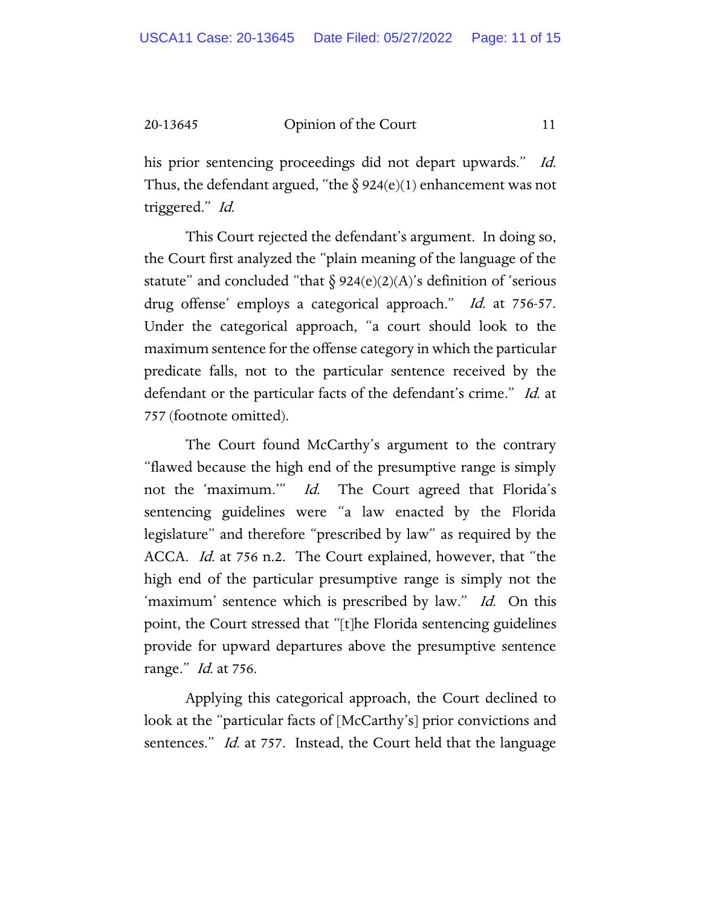his prior sentencing proceedings did not depart upwards." *Id.* Thus, the defendant argued, "the § 924(e)(1) enhancement was not triggered." *Id.*

This Court rejected the defendant's argument. In doing so, the Court first analyzed the "plain meaning of the language of the statute" and concluded "that § 924(e)(2)(A)'s definition of 'serious drug offense' employs a categorical approach." *Id.* at 756-57. Under the categorical approach, "a court should look to the maximum sentence for the offense category in which the particular predicate falls, not to the particular sentence received by the defendant or the particular facts of the defendant's crime." *Id.* at 757 (footnote omitted).

The Court found McCarthy's argument to the contrary "flawed because the high end of the presumptive range is simply not the 'maximum.'" *Id.* The Court agreed that Florida's sentencing guidelines were "a law enacted by the Florida legislature" and therefore "prescribed by law" as required by the ACCA. *Id.* at 756 n.2. The Court explained, however, that "the high end of the particular presumptive range is simply not the 'maximum' sentence which is prescribed by law." *Id.* On this point, the Court stressed that "[t]he Florida sentencing guidelines provide for upward departures above the presumptive sentence range." *Id.* at 756.

Applying this categorical approach, the Court declined to look at the "particular facts of [McCarthy's] prior convictions and sentences." *Id.* at 757. Instead, the Court held that the language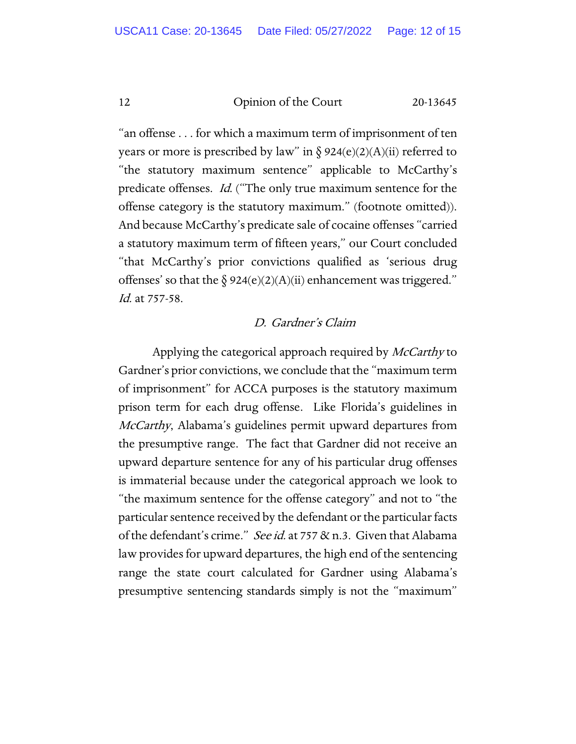"an offense . . . for which a maximum term of imprisonment of ten years or more is prescribed by law" in § 924(e)(2)(A)(ii) referred to "the statutory maximum sentence" applicable to McCarthy's predicate offenses. *Id.* ("The only true maximum sentence for the offense category is the statutory maximum." (footnote omitted)). And because McCarthy's predicate sale of cocaine offenses "carried a statutory maximum term of fifteen years," our Court concluded "that McCarthy's prior convictions qualified as 'serious drug offenses' so that the § 924(e)(2)(A)(ii) enhancement was triggered." *Id.* at 757-58.

### *D. Gardner's Claim*

Applying the categorical approach required by *McCarthy* to Gardner's prior convictions, we conclude that the "maximum term of imprisonment" for ACCA purposes is the statutory maximum prison term for each drug offense. Like Florida's guidelines in *McCarthy*, Alabama's guidelines permit upward departures from the presumptive range. The fact that Gardner did not receive an upward departure sentence for any of his particular drug offenses is immaterial because under the categorical approach we look to "the maximum sentence for the offense category" and not to "the particular sentence received by the defendant or the particular facts of the defendant's crime." *See id.* at 757 & n.3. Given that Alabama law provides for upward departures, the high end of the sentencing range the state court calculated for Gardner using Alabama's presumptive sentencing standards simply is not the "maximum"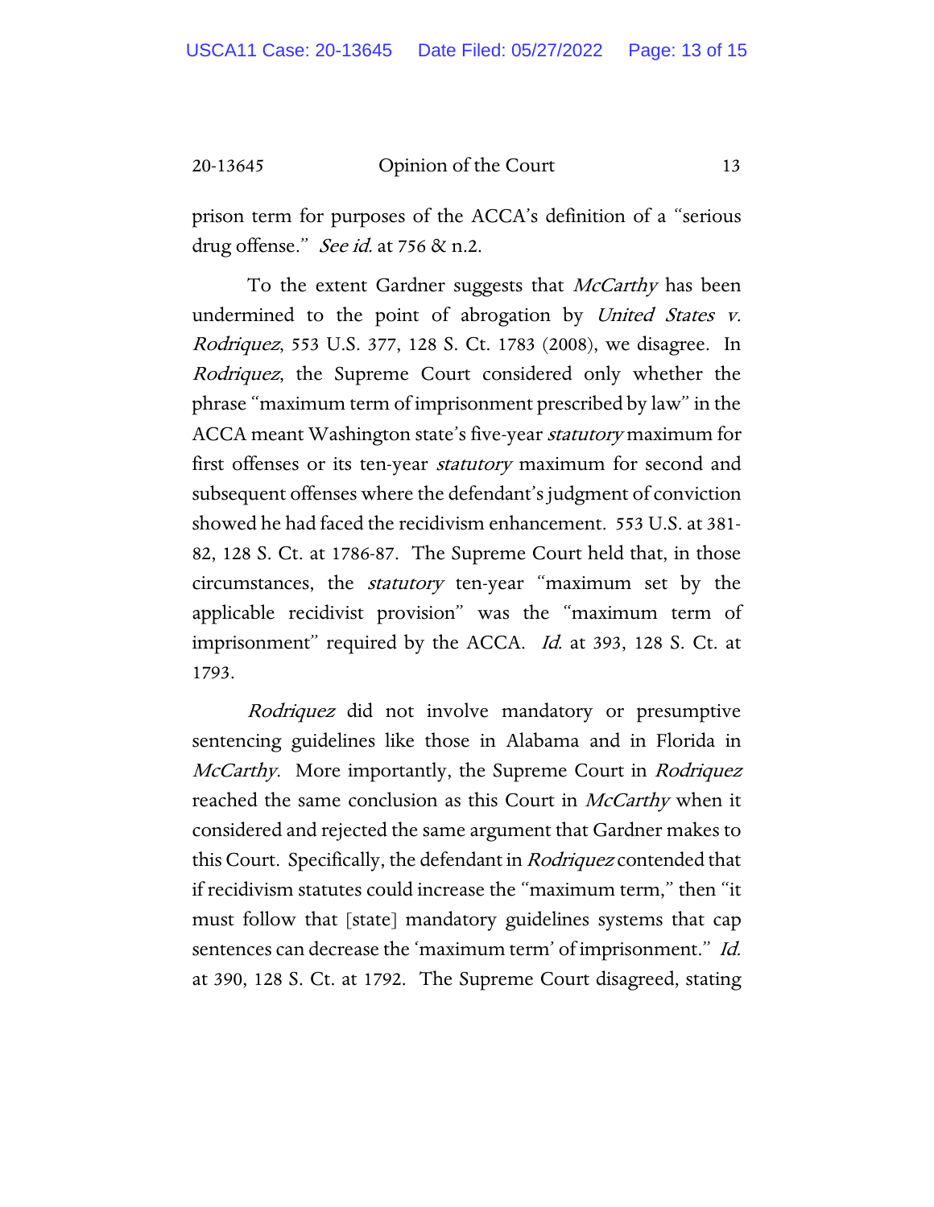prison term for purposes of the ACCA's definition of a "serious drug offense." *See id.* at 756 & n.2.

To the extent Gardner suggests that *McCarthy* has been undermined to the point of abrogation by *United States v. Rodriquez*, 553 U.S. 377, 128 S. Ct. 1783 (2008), we disagree. In *Rodriquez*, the Supreme Court considered only whether the phrase "maximum term of imprisonment prescribed by law" in the ACCA meant Washington state's five-year *statutory* maximum for first offenses or its ten-year *statutory* maximum for second and subsequent offenses where the defendant's judgment of conviction showed he had faced the recidivism enhancement. 553 U.S. at 381-82, 128 S. Ct. at 1786-87. The Supreme Court held that, in those circumstances, the *statutory* ten-year "maximum set by the applicable recidivist provision" was the "maximum term of imprisonment" required by the ACCA. *Id.* at 393, 128 S. Ct. at 1793.

*Rodriquez* did not involve mandatory or presumptive sentencing guidelines like those in Alabama and in Florida in *McCarthy*. More importantly, the Supreme Court in *Rodriquez* reached the same conclusion as this Court in *McCarthy* when it considered and rejected the same argument that Gardner makes to this Court. Specifically, the defendant in *Rodriquez* contended that if recidivism statutes could increase the "maximum term," then "it must follow that [state] mandatory guidelines systems that cap sentences can decrease the 'maximum term' of imprisonment." *Id.* at 390, 128 S. Ct. at 1792. The Supreme Court disagreed, stating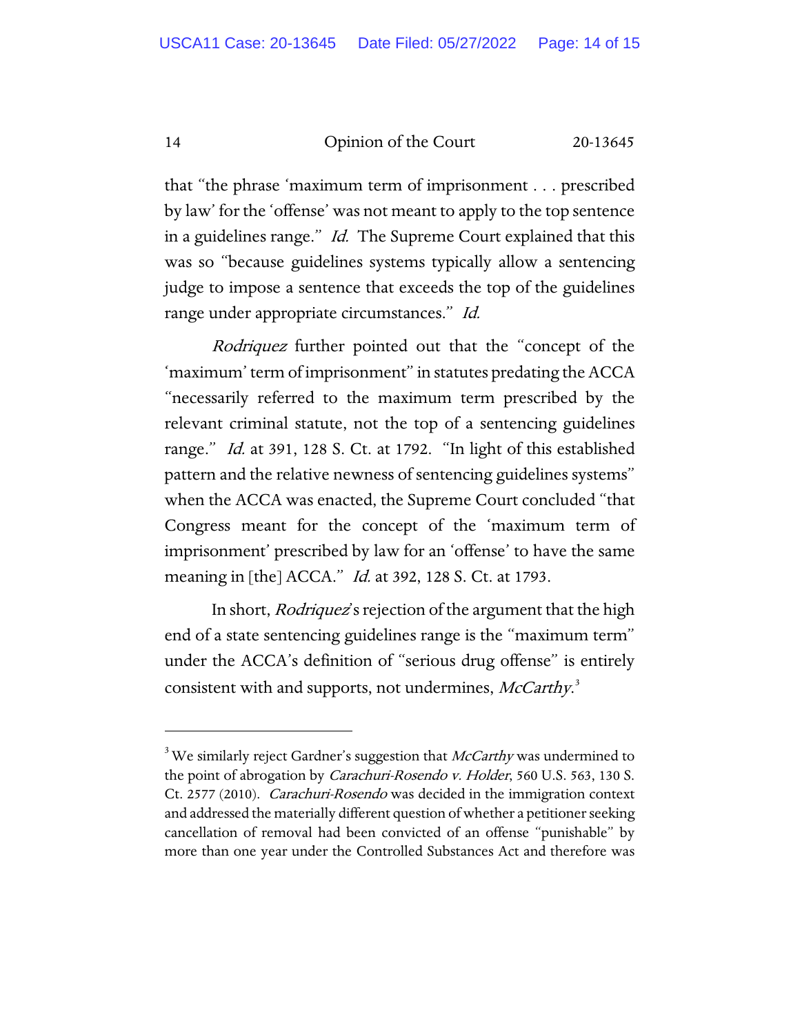that "the phrase 'maximum term of imprisonment . . . prescribed by law' for the 'offense' was not meant to apply to the top sentence in a guidelines range." *Id.* The Supreme Court explained that this was so "because guidelines systems typically allow a sentencing judge to impose a sentence that exceeds the top of the guidelines range under appropriate circumstances." *Id.*

*Rodriquez* further pointed out that the "concept of the 'maximum' term of imprisonment" in statutes predating the ACCA "necessarily referred to the maximum term prescribed by the relevant criminal statute, not the top of a sentencing guidelines range." *Id.* at 391, 128 S. Ct. at 1792. "In light of this established pattern and the relative newness of sentencing guidelines systems" when the ACCA was enacted, the Supreme Court concluded "that Congress meant for the concept of the 'maximum term of imprisonment' prescribed by law for an 'offense' to have the same meaning in [the] ACCA." *Id.* at 392, 128 S. Ct. at 1793.

In short, *Rodriquez*'s rejection of the argument that the high end of a state sentencing guidelines range is the "maximum term" under the ACCA's definition of "serious drug offense" is entirely consistent with and supports, not undermines, *McCarthy*.[3]

---

[3] We similarly reject Gardner's suggestion that *McCarthy* was undermined to the point of abrogation by *Carachuri-Rosendo v. Holder*, 560 U.S. 563, 130 S. Ct. 2577 (2010). *Carachuri-Rosendo* was decided in the immigration context and addressed the materially different question of whether a petitioner seeking cancellation of removal had been convicted of an offense "punishable" by more than one year under the Controlled Substances Act and therefore was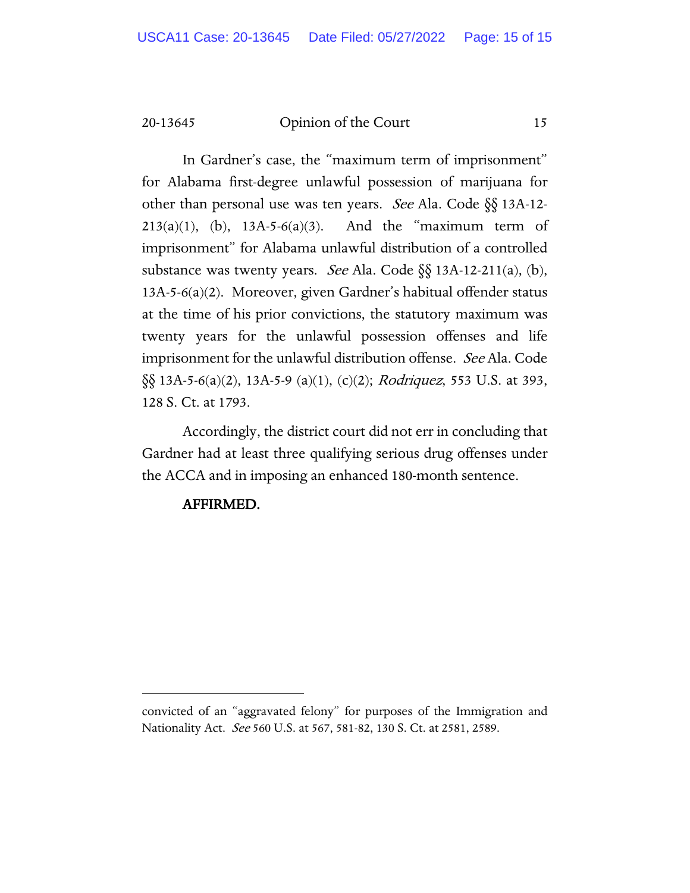In Gardner's case, the "maximum term of imprisonment" for Alabama first-degree unlawful possession of marijuana for other than personal use was ten years. *See* Ala. Code §§ 13A-12-213(a)(1), (b), 13A-5-6(a)(3). And the "maximum term of imprisonment" for Alabama unlawful distribution of a controlled substance was twenty years. *See* Ala. Code §§ 13A-12-211(a), (b), 13A-5-6(a)(2). Moreover, given Gardner's habitual offender status at the time of his prior convictions, the statutory maximum was twenty years for the unlawful possession offenses and life imprisonment for the unlawful distribution offense. *See* Ala. Code §§ 13A-5-6(a)(2), 13A-5-9 (a)(1), (c)(2); *Rodriquez*, 553 U.S. at 393, 128 S. Ct. at 1793.

Accordingly, the district court did not err in concluding that Gardner had at least three qualifying serious drug offenses under the ACCA and in imposing an enhanced 180-month sentence.

**AFFIRMED.**

---

convicted of an "aggravated felony" for purposes of the Immigration and Nationality Act. *See* 560 U.S. at 567, 581-82, 130 S. Ct. at 2581, 2589.